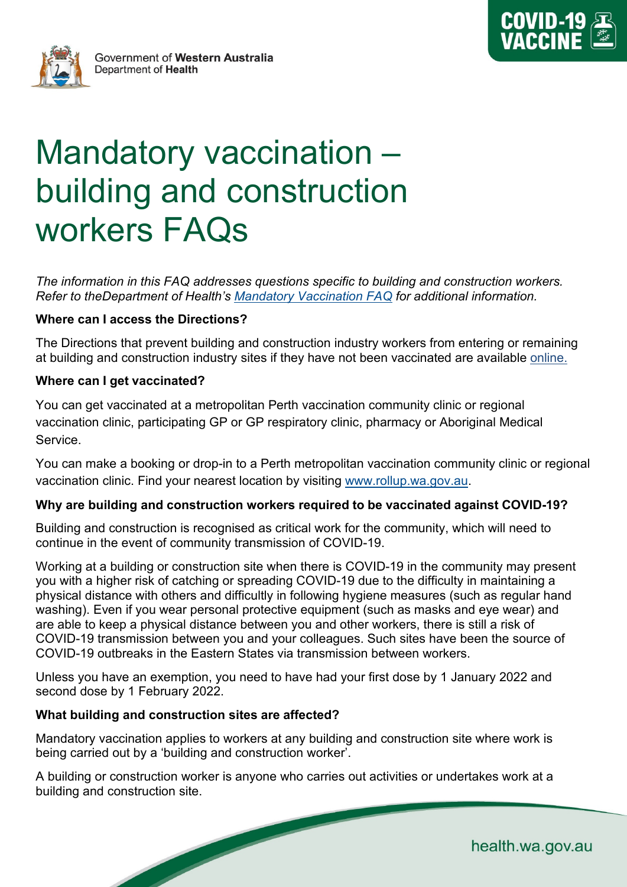Government of Western Australia
Department of Health

# Mandatory vaccination – building and construction workers FAQs

*The information in this FAQ addresses questions specific to building and construction workers. Refer to theDepartment of Health's [Mandatory Vaccination FAQ](#) for additional information.*

**Where can I access the Directions?**

The Directions that prevent building and construction industry workers from entering or remaining at building and construction industry sites if they have not been vaccinated are available [online.](#)

**Where can I get vaccinated?**

You can get vaccinated at a metropolitan Perth vaccination community clinic or regional vaccination clinic, participating GP or GP respiratory clinic, pharmacy or Aboriginal Medical Service.

You can make a booking or drop-in to a Perth metropolitan vaccination community clinic or regional vaccination clinic. Find your nearest location by visiting [www.rollup.wa.gov.au](http://www.rollup.wa.gov.au).

**Why are building and construction workers required to be vaccinated against COVID-19?**

Building and construction is recognised as critical work for the community, which will need to continue in the event of community transmission of COVID-19.

Working at a building or construction site when there is COVID-19 in the community may present you with a higher risk of catching or spreading COVID-19 due to the difficulty in maintaining a physical distance with others and difficultly in following hygiene measures (such as regular hand washing). Even if you wear personal protective equipment (such as masks and eye wear) and are able to keep a physical distance between you and other workers, there is still a risk of COVID-19 transmission between you and your colleagues. Such sites have been the source of COVID-19 outbreaks in the Eastern States via transmission between workers.

Unless you have an exemption, you need to have had your first dose by 1 January 2022 and second dose by 1 February 2022.

**What building and construction sites are affected?**

Mandatory vaccination applies to workers at any building and construction site where work is being carried out by a 'building and construction worker'.

A building or construction worker is anyone who carries out activities or undertakes work at a building and construction site.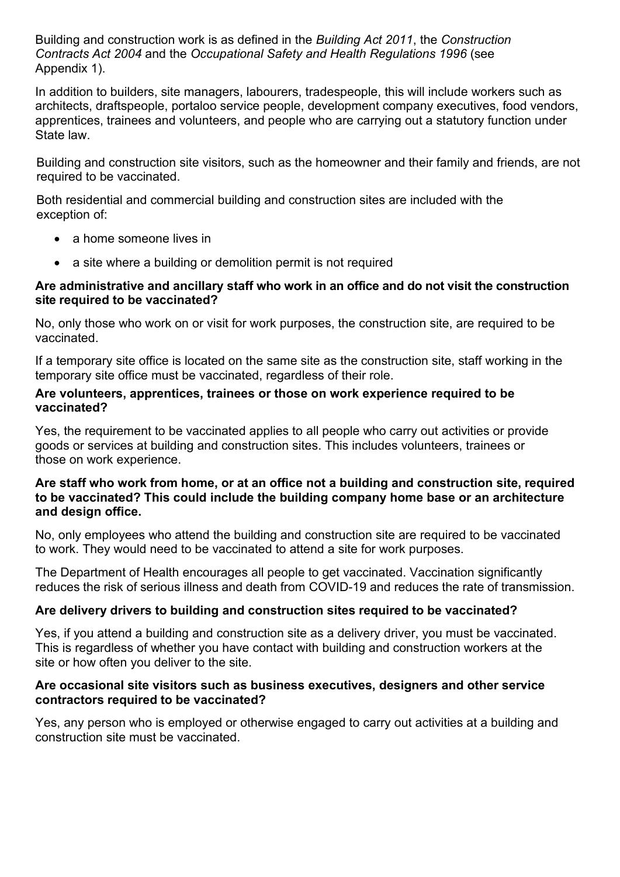Building and construction work is as defined in the *Building Act 2011*, the *Construction Contracts Act 2004* and the *Occupational Safety and Health Regulations 1996* (see Appendix 1).

In addition to builders, site managers, labourers, tradespeople, this will include workers such as architects, draftspeople, portaloo service people, development company executives, food vendors, apprentices, trainees and volunteers, and people who are carrying out a statutory function under State law.

Building and construction site visitors, such as the homeowner and their family and friends, are not required to be vaccinated.

Both residential and commercial building and construction sites are included with the exception of:

- a home someone lives in
- a site where a building or demolition permit is not required

**Are administrative and ancillary staff who work in an office and do not visit the construction site required to be vaccinated?**

No, only those who work on or visit for work purposes, the construction site, are required to be vaccinated.

If a temporary site office is located on the same site as the construction site, staff working in the temporary site office must be vaccinated, regardless of their role.

**Are volunteers, apprentices, trainees or those on work experience required to be vaccinated?**

Yes, the requirement to be vaccinated applies to all people who carry out activities or provide goods or services at building and construction sites. This includes volunteers, trainees or those on work experience.

**Are staff who work from home, or at an office not a building and construction site, required to be vaccinated? This could include the building company home base or an architecture and design office.**

No, only employees who attend the building and construction site are required to be vaccinated to work. They would need to be vaccinated to attend a site for work purposes.

The Department of Health encourages all people to get vaccinated. Vaccination significantly reduces the risk of serious illness and death from COVID-19 and reduces the rate of transmission.

**Are delivery drivers to building and construction sites required to be vaccinated?**

Yes, if you attend a building and construction site as a delivery driver, you must be vaccinated. This is regardless of whether you have contact with building and construction workers at the site or how often you deliver to the site.

**Are occasional site visitors such as business executives, designers and other service contractors required to be vaccinated?**

Yes, any person who is employed or otherwise engaged to carry out activities at a building and construction site must be vaccinated.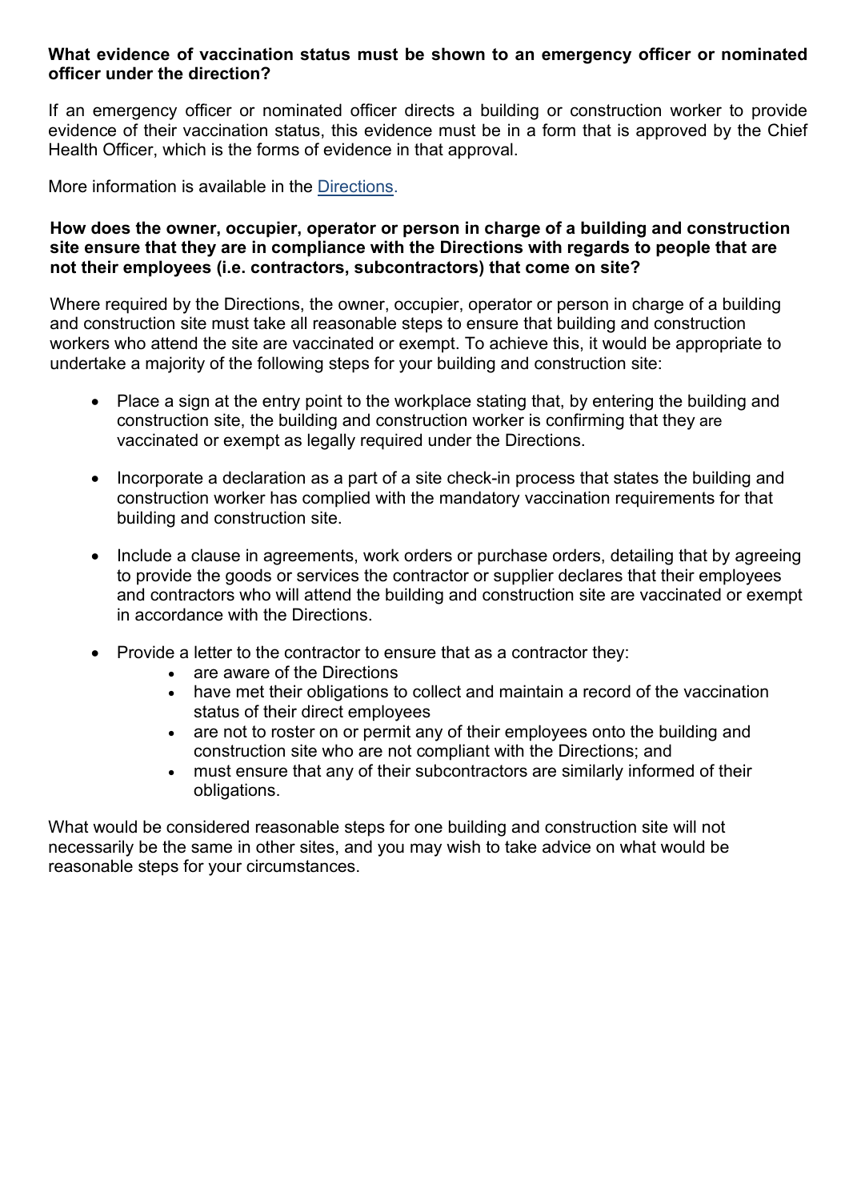**What evidence of vaccination status must be shown to an emergency officer or nominated officer under the direction?**

If an emergency officer or nominated officer directs a building or construction worker to provide evidence of their vaccination status, this evidence must be in a form that is approved by the Chief Health Officer, which is the forms of evidence in that approval.

More information is available in the [Directions](Directions).

**How does the owner, occupier, operator or person in charge of a building and construction site ensure that they are in compliance with the Directions with regards to people that are not their employees (i.e. contractors, subcontractors) that come on site?**

Where required by the Directions, the owner, occupier, operator or person in charge of a building and construction site must take all reasonable steps to ensure that building and construction workers who attend the site are vaccinated or exempt. To achieve this, it would be appropriate to undertake a majority of the following steps for your building and construction site:

- Place a sign at the entry point to the workplace stating that, by entering the building and construction site, the building and construction worker is confirming that they are vaccinated or exempt as legally required under the Directions.
- Incorporate a declaration as a part of a site check-in process that states the building and construction worker has complied with the mandatory vaccination requirements for that building and construction site.
- Include a clause in agreements, work orders or purchase orders, detailing that by agreeing to provide the goods or services the contractor or supplier declares that their employees and contractors who will attend the building and construction site are vaccinated or exempt in accordance with the Directions.
- Provide a letter to the contractor to ensure that as a contractor they:
  - are aware of the Directions
  - have met their obligations to collect and maintain a record of the vaccination status of their direct employees
  - are not to roster on or permit any of their employees onto the building and construction site who are not compliant with the Directions; and
  - must ensure that any of their subcontractors are similarly informed of their obligations.

What would be considered reasonable steps for one building and construction site will not necessarily be the same in other sites, and you may wish to take advice on what would be reasonable steps for your circumstances.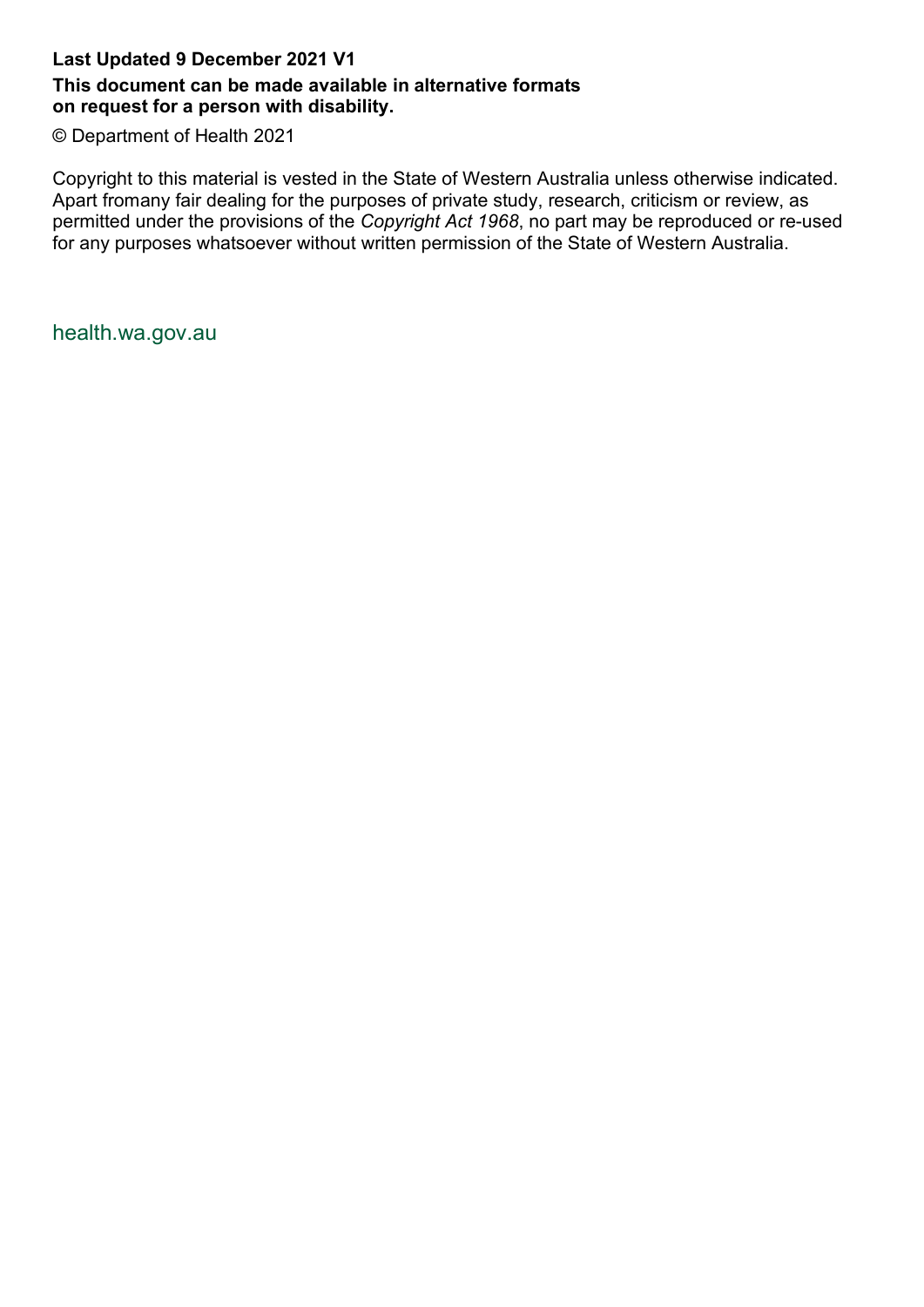**Last Updated 9 December 2021 V1**

**This document can be made available in alternative formats on request for a person with disability.**

© Department of Health 2021

Copyright to this material is vested in the State of Western Australia unless otherwise indicated. Apart fromany fair dealing for the purposes of private study, research, criticism or review, as permitted under the provisions of the *Copyright Act 1968*, no part may be reproduced or re-used for any purposes whatsoever without written permission of the State of Western Australia.

health.wa.gov.au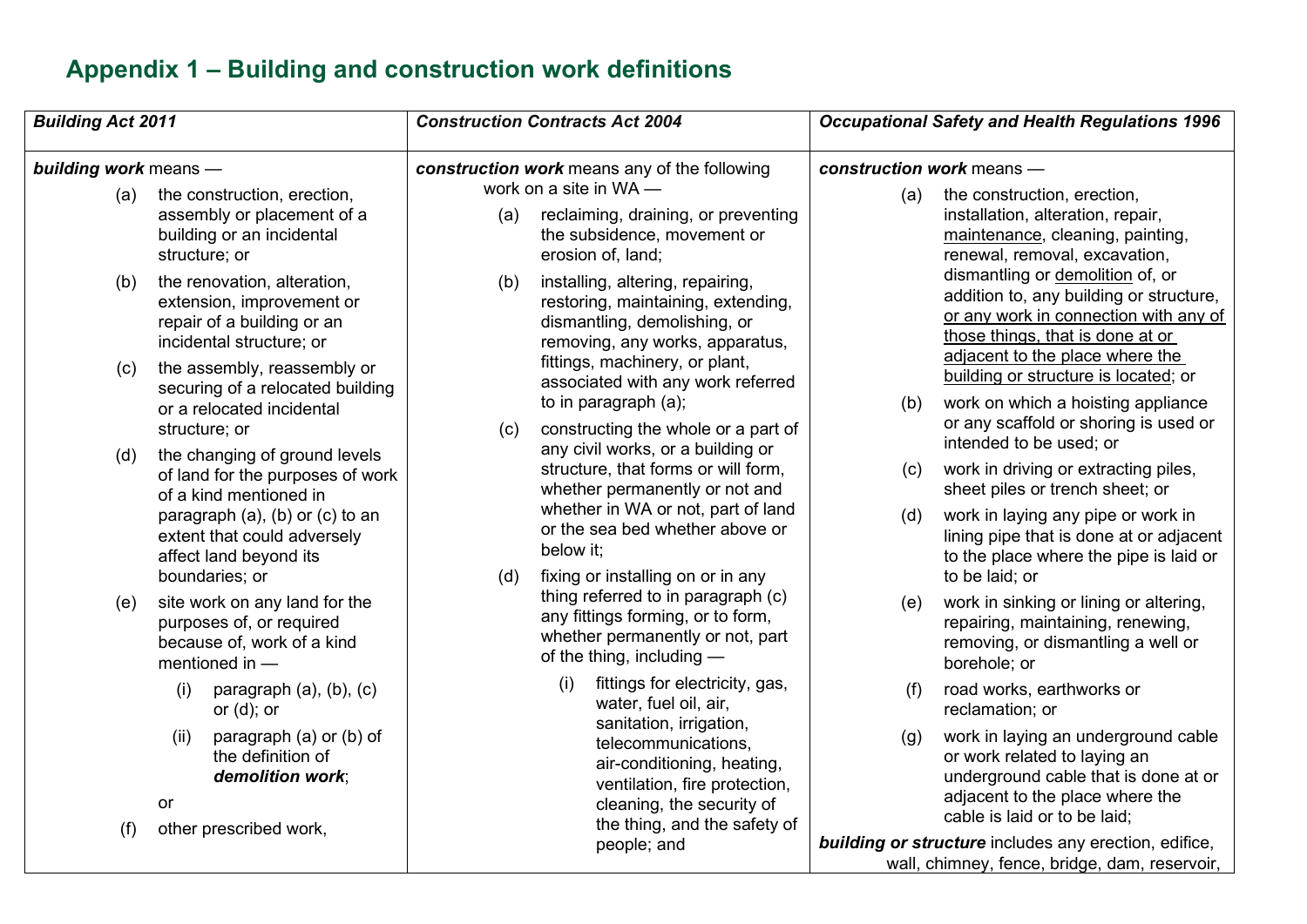# Appendix 1 – Building and construction work definitions

| *Building Act 2011* | *Construction Contracts Act 2004* | *Occupational Safety and Health Regulations 1996* |
|---|---|---|
| ***building work*** means —<br>(a) the construction, erection, assembly or placement of a building or an incidental structure; or<br>(b) the renovation, alteration, extension, improvement or repair of a building or an incidental structure; or<br>(c) the assembly, reassembly or securing of a relocated building or a relocated incidental structure; or<br>(d) the changing of ground levels of land for the purposes of work of a kind mentioned in paragraph (a), (b) or (c) to an extent that could adversely affect land beyond its boundaries; or<br>(e) site work on any land for the purposes of, or required because of, work of a kind mentioned in —<br>(i) paragraph (a), (b), (c) or (d); or<br>(ii) paragraph (a) or (b) of the definition of ***demolition work***;<br>or<br>(f) other prescribed work, | ***construction work*** means any of the following work on a site in WA —<br>(a) reclaiming, draining, or preventing the subsidence, movement or erosion of, land;<br>(b) installing, altering, repairing, restoring, maintaining, extending, dismantling, demolishing, or removing, any works, apparatus, fittings, machinery, or plant, associated with any work referred to in paragraph (a);<br>(c) constructing the whole or a part of any civil works, or a building or structure, that forms or will form, whether permanently or not and whether in WA or not, part of land or the sea bed whether above or below it;<br>(d) fixing or installing on or in any thing referred to in paragraph (c) any fittings forming, or to form, whether permanently or not, part of the thing, including —<br>(i) fittings for electricity, gas, water, fuel oil, air, sanitation, irrigation, telecommunications, air-conditioning, heating, ventilation, fire protection, cleaning, the security of the thing, and the safety of people; and | ***construction work*** means —<br>(a) the construction, erection, installation, alteration, repair, <u>maintenance</u>, cleaning, painting, renewal, removal, excavation, dismantling or <u>demolition</u> of, or addition to, any building or structure, <u>or any work in connection with any of those things, that is done at or adjacent to the place where the building or structure is located</u>; or<br>(b) work on which a hoisting appliance or any scaffold or shoring is used or intended to be used; or<br>(c) work in driving or extracting piles, sheet piles or trench sheet; or<br>(d) work in laying any pipe or work in lining pipe that is done at or adjacent to the place where the pipe is laid or to be laid; or<br>(e) work in sinking or lining or altering, repairing, maintaining, renewing, removing, or dismantling a well or borehole; or<br>(f) road works, earthworks or reclamation; or<br>(g) work in laying an underground cable or work related to laying an underground cable that is done at or adjacent to the place where the cable is laid or to be laid;<br>***building or structure*** includes any erection, edifice, wall, chimney, fence, bridge, dam, reservoir, |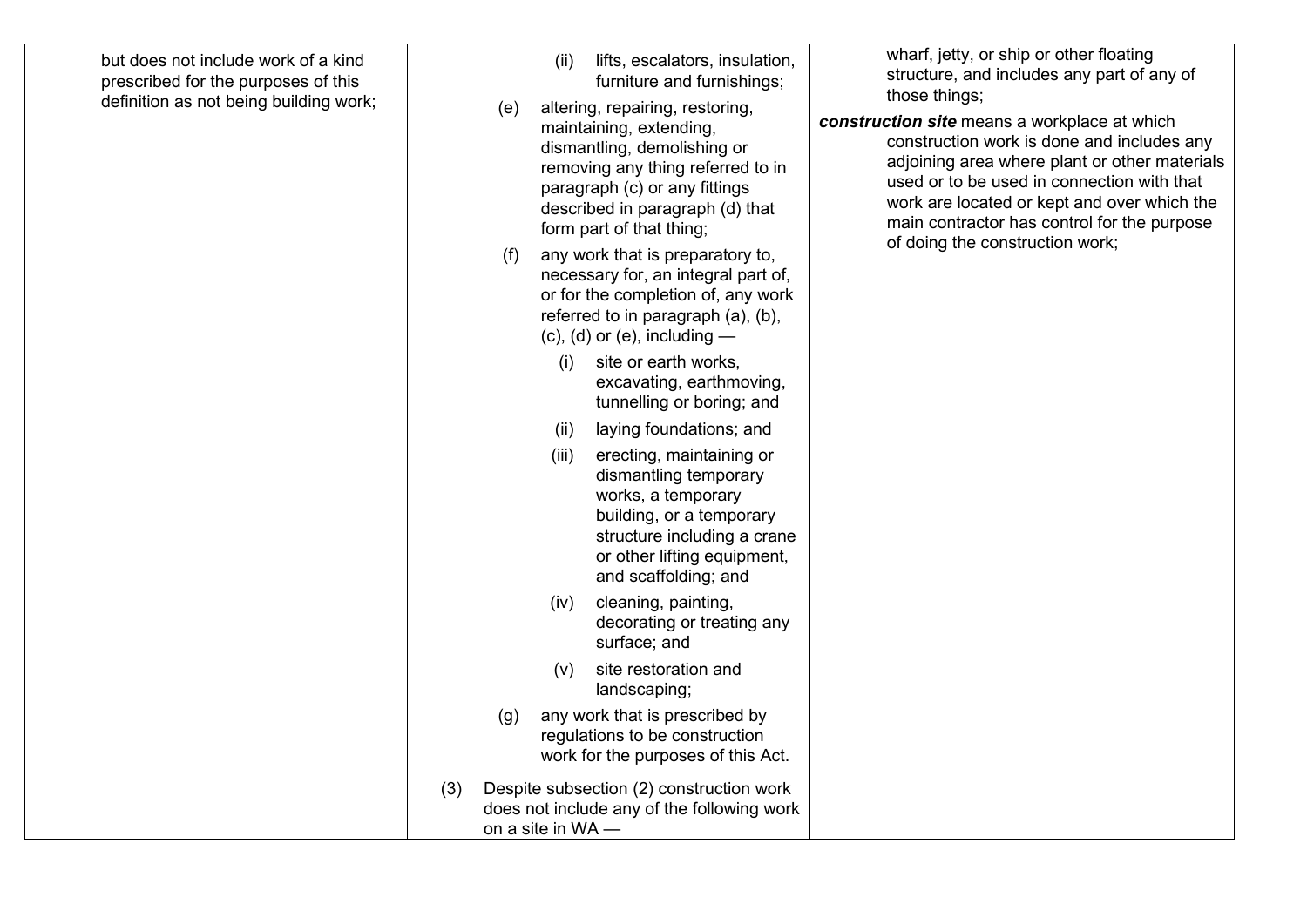| | | |
|---|---|---|
| but does not include work of a kind prescribed for the purposes of this definition as not being building work; | (ii) lifts, escalators, insulation, furniture and furnishings;<br><br>(e) altering, repairing, restoring, maintaining, extending, dismantling, demolishing or removing any thing referred to in paragraph (c) or any fittings described in paragraph (d) that form part of that thing;<br><br>(f) any work that is preparatory to, necessary for, an integral part of, or for the completion of, any work referred to in paragraph (a), (b), (c), (d) or (e), including —<br><br>(i) site or earth works, excavating, earthmoving, tunnelling or boring; and<br><br>(ii) laying foundations; and<br><br>(iii) erecting, maintaining or dismantling temporary works, a temporary building, or a temporary structure including a crane or other lifting equipment, and scaffolding; and<br><br>(iv) cleaning, painting, decorating or treating any surface; and<br><br>(v) site restoration and landscaping;<br><br>(g) any work that is prescribed by regulations to be construction work for the purposes of this Act.<br><br>(3) Despite subsection (2) construction work does not include any of the following work on a site in WA — | wharf, jetty, or ship or other floating structure, and includes any part of any of those things;<br><br>***construction site*** means a workplace at which construction work is done and includes any adjoining area where plant or other materials used or to be used in connection with that work are located or kept and over which the main contractor has control for the purpose of doing the construction work; |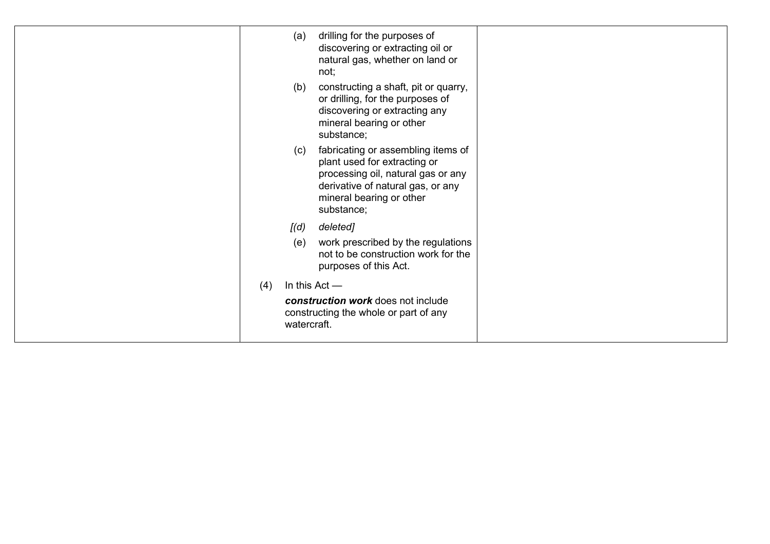| | | |
|---|---|---|
| | (a) drilling for the purposes of discovering or extracting oil or natural gas, whether on land or not;<br>(b) constructing a shaft, pit or quarry, or drilling, for the purposes of discovering or extracting any mineral bearing or other substance;<br>(c) fabricating or assembling items of plant used for extracting or processing oil, natural gas or any derivative of natural gas, or any mineral bearing or other substance;<br>*[(d) deleted]*<br>(e) work prescribed by the regulations not to be construction work for the purposes of this Act.<br><br>(4) In this Act —<br>***construction work*** does not include constructing the whole or part of any watercraft. | |